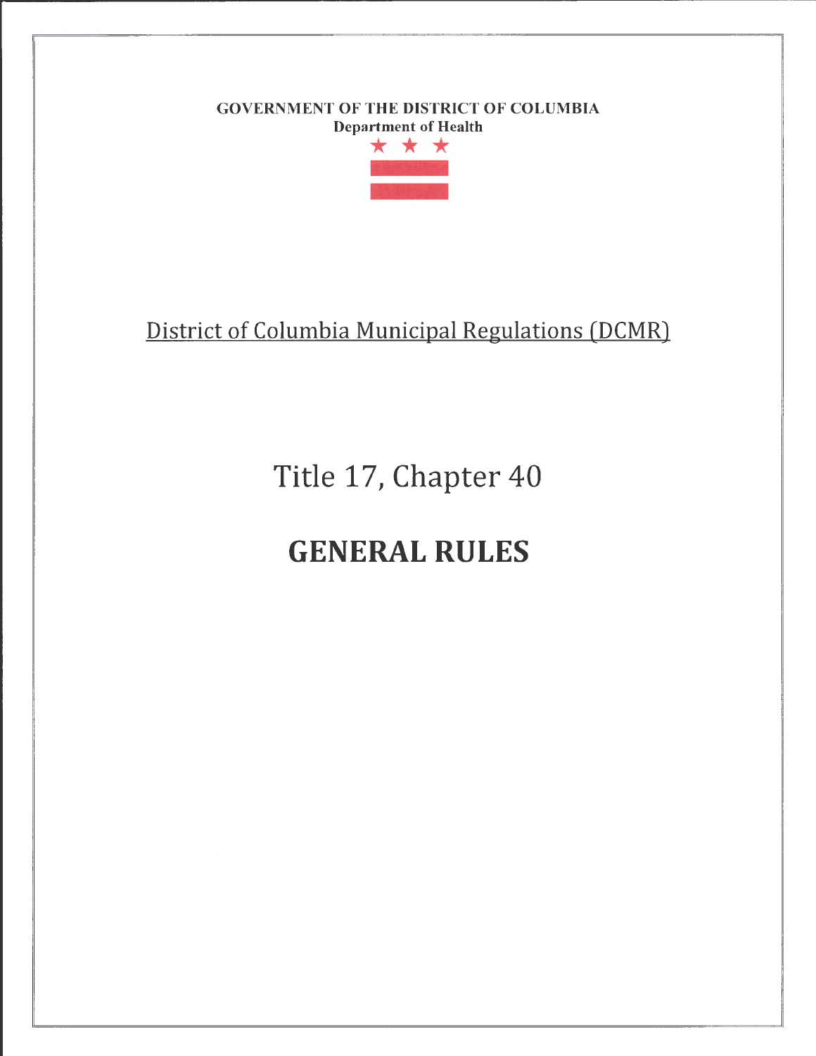GOVERNMENT OF THE DISTRICT OF COLUMBIA
**Department of Health**

District of Columbia Municipal Regulations (DCMR)

# Title 17, Chapter 40

# GENERAL RULES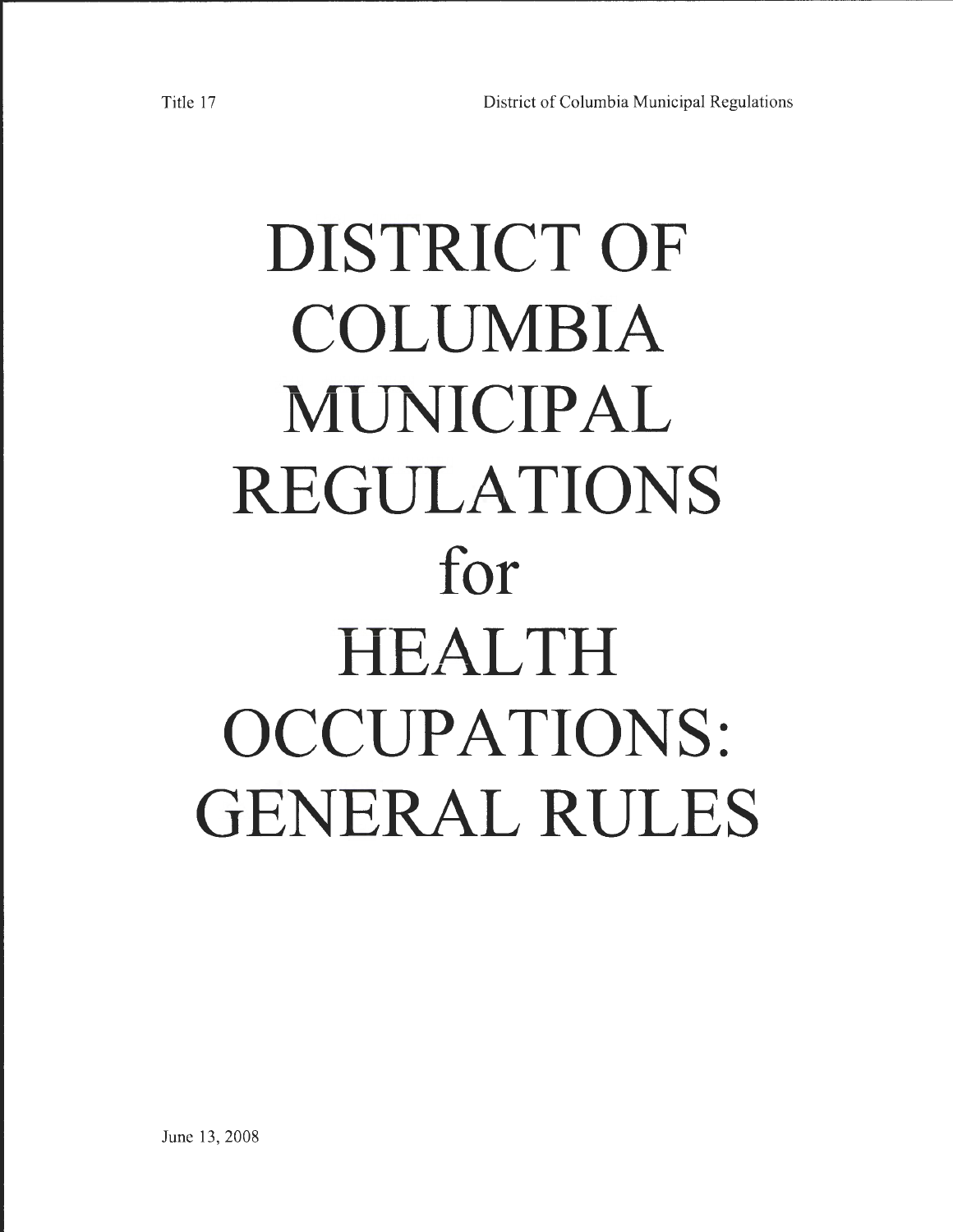# DISTRICT OF COLUMBIA MUNICIPAL REGULATIONS for HEALTH OCCUPATIONS: GENERAL RULES

June 13, 2008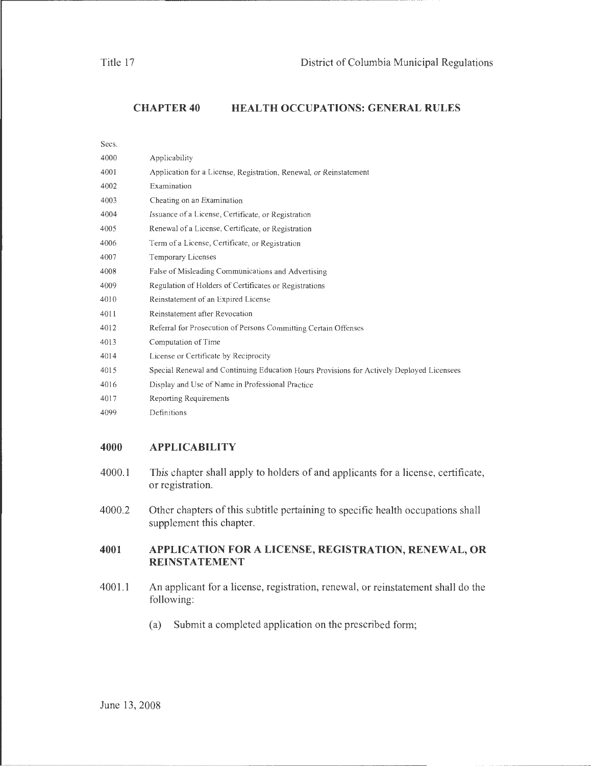# CHAPTER 40 HEALTH OCCUPATIONS: GENERAL RULES

| Secs. | |
|---|---|
| 4000 | Applicability |
| 4001 | Application for a License, Registration, Renewal, or Reinstatement |
| 4002 | Examination |
| 4003 | Cheating on an Examination |
| 4004 | Issuance of a License, Certificate, or Registration |
| 4005 | Renewal of a License, Certificate, or Registration |
| 4006 | Term of a License, Certificate, or Registration |
| 4007 | Temporary Licenses |
| 4008 | False of Misleading Communications and Advertising |
| 4009 | Regulation of Holders of Certificates or Registrations |
| 4010 | Reinstatement of an Expired License |
| 4011 | Reinstatement after Revocation |
| 4012 | Referral for Prosecution of Persons Committing Certain Offenses |
| 4013 | Computation of Time |
| 4014 | License or Certificate by Reciprocity |
| 4015 | Special Renewal and Continuing Education Hours Provisions for Actively Deployed Licensees |
| 4016 | Display and Use of Name in Professional Practice |
| 4017 | Reporting Requirements |
| 4099 | Definitions |

## 4000 APPLICABILITY

4000.1 This chapter shall apply to holders of and applicants for a license, certificate, or registration.

4000.2 Other chapters of this subtitle pertaining to specific health occupations shall supplement this chapter.

## 4001 APPLICATION FOR A LICENSE, REGISTRATION, RENEWAL, OR REINSTATEMENT

4001.1 An applicant for a license, registration, renewal, or reinstatement shall do the following:

(a) Submit a completed application on the prescribed form;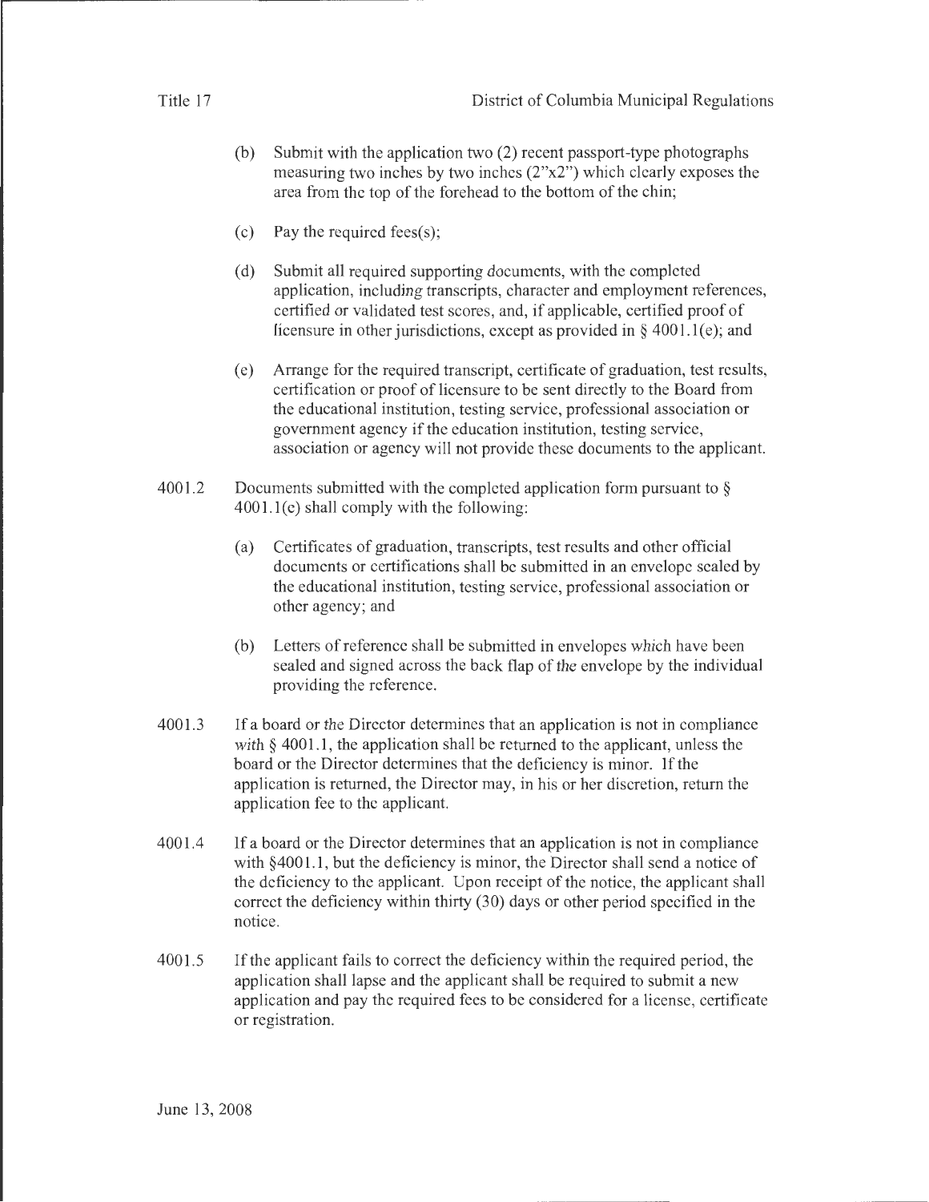(b) Submit with the application two (2) recent passport-type photographs measuring two inches by two inches (2"x2") which clearly exposes the area from the top of the forehead to the bottom of the chin;

(c) Pay the required fees(s);

(d) Submit all required supporting documents, with the completed application, including transcripts, character and employment references, certified or validated test scores, and, if applicable, certified proof of licensure in other jurisdictions, except as provided in § 4001.1(e); and

(e) Arrange for the required transcript, certificate of graduation, test results, certification or proof of licensure to be sent directly to the Board from the educational institution, testing service, professional association or government agency if the education institution, testing service, association or agency will not provide these documents to the applicant.

4001.2 Documents submitted with the completed application form pursuant to § 4001.1(c) shall comply with the following:

(a) Certificates of graduation, transcripts, test results and other official documents or certifications shall be submitted in an envelope sealed by the educational institution, testing service, professional association or other agency; and

(b) Letters of reference shall be submitted in envelopes which have been sealed and signed across the back flap of the envelope by the individual providing the reference.

4001.3 If a board or the Director determines that an application is not in compliance with § 4001.1, the application shall be returned to the applicant, unless the board or the Director determines that the deficiency is minor. If the application is returned, the Director may, in his or her discretion, return the application fee to the applicant.

4001.4 If a board or the Director determines that an application is not in compliance with §4001.1, but the deficiency is minor, the Director shall send a notice of the deficiency to the applicant. Upon receipt of the notice, the applicant shall correct the deficiency within thirty (30) days or other period specified in the notice.

4001.5 If the applicant fails to correct the deficiency within the required period, the application shall lapse and the applicant shall be required to submit a new application and pay the required fees to be considered for a license, certificate or registration.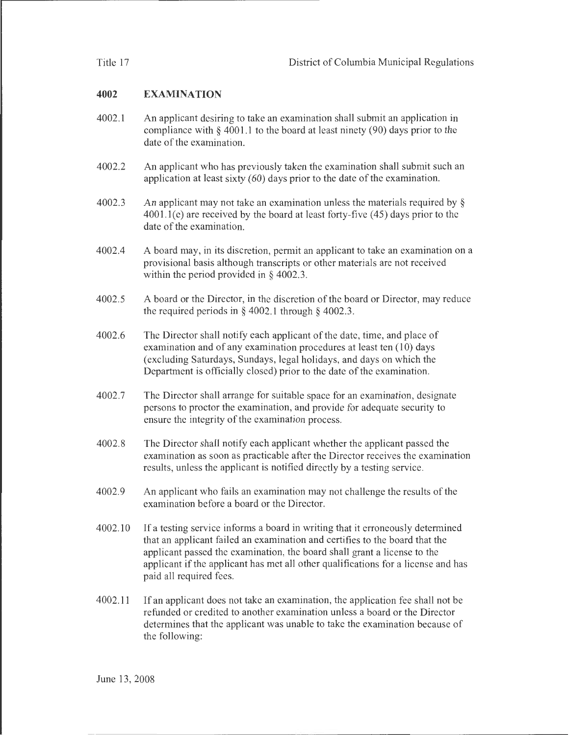## 4002 EXAMINATION

4002.1 An applicant desiring to take an examination shall submit an application in compliance with § 4001.1 to the board at least ninety (90) days prior to the date of the examination.

4002.2 An applicant who has previously taken the examination shall submit such an application at least sixty (60) days prior to the date of the examination.

4002.3 An applicant may not take an examination unless the materials required by § 4001.1(e) are received by the board at least forty-five (45) days prior to the date of the examination.

4002.4 A board may, in its discretion, permit an applicant to take an examination on a provisional basis although transcripts or other materials are not received within the period provided in § 4002.3.

4002.5 A board or the Director, in the discretion of the board or Director, may reduce the required periods in § 4002.1 through § 4002.3.

4002.6 The Director shall notify each applicant of the date, time, and place of examination and of any examination procedures at least ten (10) days (excluding Saturdays, Sundays, legal holidays, and days on which the Department is officially closed) prior to the date of the examination.

4002.7 The Director shall arrange for suitable space for an examination, designate persons to proctor the examination, and provide for adequate security to ensure the integrity of the examination process.

4002.8 The Director shall notify each applicant whether the applicant passed the examination as soon as practicable after the Director receives the examination results, unless the applicant is notified directly by a testing service.

4002.9 An applicant who fails an examination may not challenge the results of the examination before a board or the Director.

4002.10 If a testing service informs a board in writing that it erroneously determined that an applicant failed an examination and certifies to the board that the applicant passed the examination, the board shall grant a license to the applicant if the applicant has met all other qualifications for a license and has paid all required fees.

4002.11 If an applicant does not take an examination, the application fee shall not be refunded or credited to another examination unless a board or the Director determines that the applicant was unable to take the examination because of the following: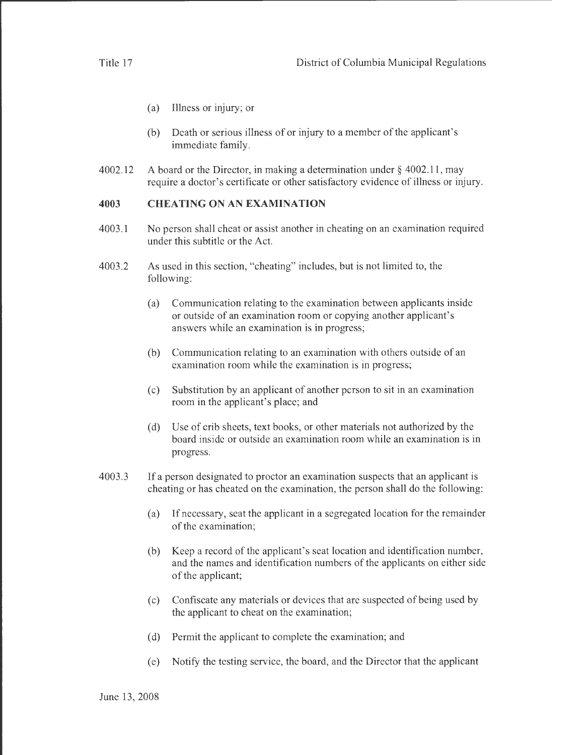(a) Illness or injury; or

(b) Death or serious illness of or injury to a member of the applicant's immediate family.

4002.12 A board or the Director, in making a determination under § 4002.11, may require a doctor's certificate or other satisfactory evidence of illness or injury.

## 4003 CHEATING ON AN EXAMINATION

4003.1 No person shall cheat or assist another in cheating on an examination required under this subtitle or the Act.

4003.2 As used in this section, "cheating" includes, but is not limited to, the following:

(a) Communication relating to the examination between applicants inside or outside of an examination room or copying another applicant's answers while an examination is in progress;

(b) Communication relating to an examination with others outside of an examination room while the examination is in progress;

(c) Substitution by an applicant of another person to sit in an examination room in the applicant's place; and

(d) Use of crib sheets, text books, or other materials not authorized by the board inside or outside an examination room while an examination is in progress.

4003.3 If a person designated to proctor an examination suspects that an applicant is cheating or has cheated on the examination, the person shall do the following:

(a) If necessary, seat the applicant in a segregated location for the remainder of the examination;

(b) Keep a record of the applicant's seat location and identification number, and the names and identification numbers of the applicants on either side of the applicant;

(c) Confiscate any materials or devices that are suspected of being used by the applicant to cheat on the examination;

(d) Permit the applicant to complete the examination; and

(e) Notify the testing service, the board, and the Director that the applicant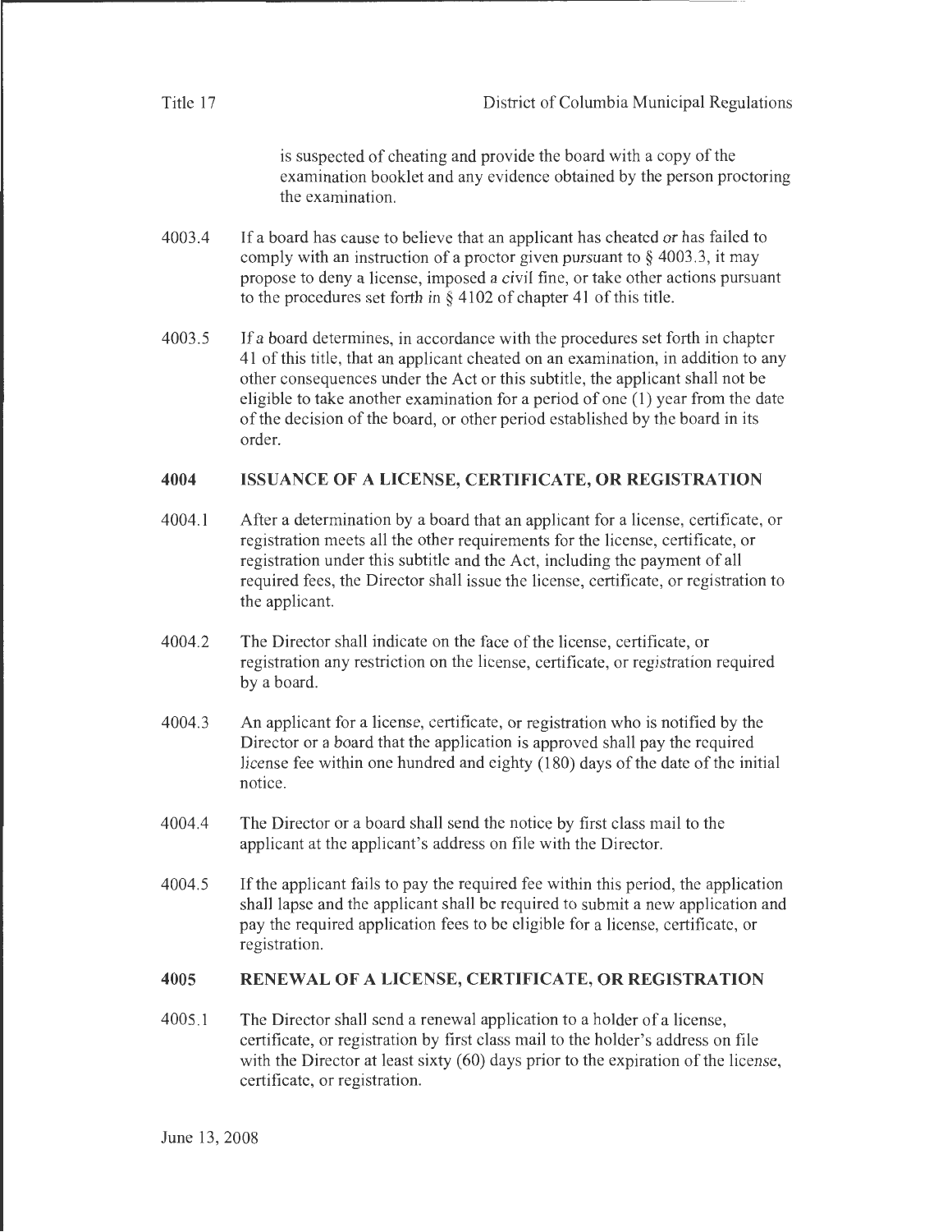is suspected of cheating and provide the board with a copy of the examination booklet and any evidence obtained by the person proctoring the examination.

4003.4 If a board has cause to believe that an applicant has cheated or has failed to comply with an instruction of a proctor given pursuant to § 4003.3, it may propose to deny a license, imposed a civil fine, or take other actions pursuant to the procedures set forth in § 4102 of chapter 41 of this title.

4003.5 If a board determines, in accordance with the procedures set forth in chapter 41 of this title, that an applicant cheated on an examination, in addition to any other consequences under the Act or this subtitle, the applicant shall not be eligible to take another examination for a period of one (1) year from the date of the decision of the board, or other period established by the board in its order.

## 4004 ISSUANCE OF A LICENSE, CERTIFICATE, OR REGISTRATION

4004.1 After a determination by a board that an applicant for a license, certificate, or registration meets all the other requirements for the license, certificate, or registration under this subtitle and the Act, including the payment of all required fees, the Director shall issue the license, certificate, or registration to the applicant.

4004.2 The Director shall indicate on the face of the license, certificate, or registration any restriction on the license, certificate, or registration required by a board.

4004.3 An applicant for a license, certificate, or registration who is notified by the Director or a board that the application is approved shall pay the required license fee within one hundred and eighty (180) days of the date of the initial notice.

4004.4 The Director or a board shall send the notice by first class mail to the applicant at the applicant's address on file with the Director.

4004.5 If the applicant fails to pay the required fee within this period, the application shall lapse and the applicant shall be required to submit a new application and pay the required application fees to be eligible for a license, certificate, or registration.

## 4005 RENEWAL OF A LICENSE, CERTIFICATE, OR REGISTRATION

4005.1 The Director shall send a renewal application to a holder of a license, certificate, or registration by first class mail to the holder's address on file with the Director at least sixty (60) days prior to the expiration of the license, certificate, or registration.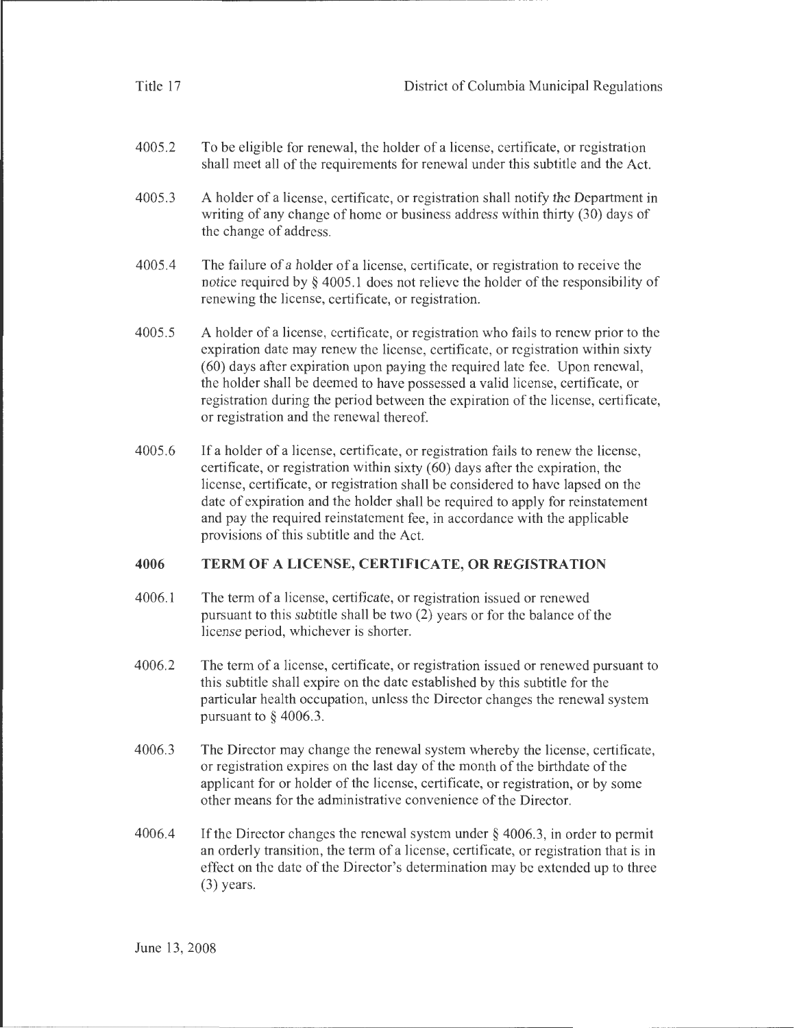4005.2 To be eligible for renewal, the holder of a license, certificate, or registration shall meet all of the requirements for renewal under this subtitle and the Act.

4005.3 A holder of a license, certificate, or registration shall notify the Department in writing of any change of home or business address within thirty (30) days of the change of address.

4005.4 The failure of a holder of a license, certificate, or registration to receive the notice required by § 4005.1 does not relieve the holder of the responsibility of renewing the license, certificate, or registration.

4005.5 A holder of a license, certificate, or registration who fails to renew prior to the expiration date may renew the license, certificate, or registration within sixty (60) days after expiration upon paying the required late fee. Upon renewal, the holder shall be deemed to have possessed a valid license, certificate, or registration during the period between the expiration of the license, certificate, or registration and the renewal thereof.

4005.6 If a holder of a license, certificate, or registration fails to renew the license, certificate, or registration within sixty (60) days after the expiration, the license, certificate, or registration shall be considered to have lapsed on the date of expiration and the holder shall be required to apply for reinstatement and pay the required reinstatement fee, in accordance with the applicable provisions of this subtitle and the Act.

## 4006 TERM OF A LICENSE, CERTIFICATE, OR REGISTRATION

4006.1 The term of a license, certificate, or registration issued or renewed pursuant to this subtitle shall be two (2) years or for the balance of the license period, whichever is shorter.

4006.2 The term of a license, certificate, or registration issued or renewed pursuant to this subtitle shall expire on the date established by this subtitle for the particular health occupation, unless the Director changes the renewal system pursuant to § 4006.3.

4006.3 The Director may change the renewal system whereby the license, certificate, or registration expires on the last day of the month of the birthdate of the applicant for or holder of the license, certificate, or registration, or by some other means for the administrative convenience of the Director.

4006.4 If the Director changes the renewal system under § 4006.3, in order to permit an orderly transition, the term of a license, certificate, or registration that is in effect on the date of the Director's determination may be extended up to three (3) years.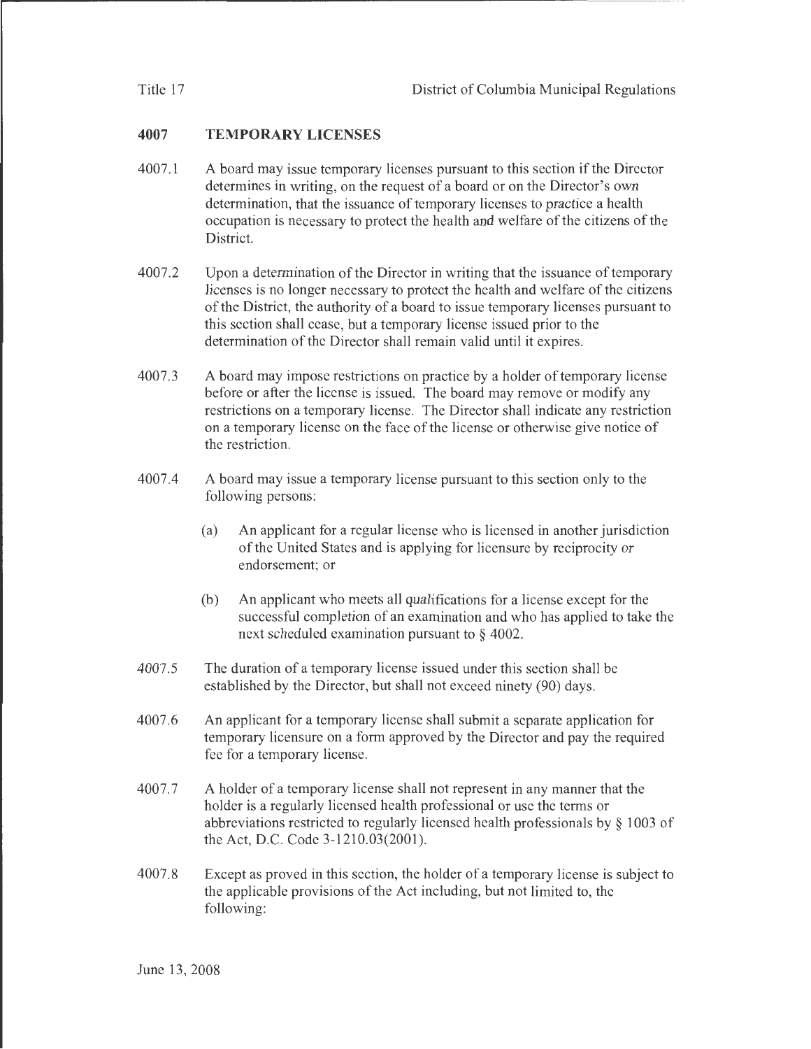## 4007 TEMPORARY LICENSES

4007.1 A board may issue temporary licenses pursuant to this section if the Director determines in writing, on the request of a board or on the Director's own determination, that the issuance of temporary licenses to practice a health occupation is necessary to protect the health and welfare of the citizens of the District.

4007.2 Upon a determination of the Director in writing that the issuance of temporary licenses is no longer necessary to protect the health and welfare of the citizens of the District, the authority of a board to issue temporary licenses pursuant to this section shall cease, but a temporary license issued prior to the determination of the Director shall remain valid until it expires.

4007.3 A board may impose restrictions on practice by a holder of temporary license before or after the license is issued. The board may remove or modify any restrictions on a temporary license. The Director shall indicate any restriction on a temporary license on the face of the license or otherwise give notice of the restriction.

4007.4 A board may issue a temporary license pursuant to this section only to the following persons:

(a) An applicant for a regular license who is licensed in another jurisdiction of the United States and is applying for licensure by reciprocity or endorsement; or

(b) An applicant who meets all qualifications for a license except for the successful completion of an examination and who has applied to take the next scheduled examination pursuant to § 4002.

4007.5 The duration of a temporary license issued under this section shall be established by the Director, but shall not exceed ninety (90) days.

4007.6 An applicant for a temporary license shall submit a separate application for temporary licensure on a form approved by the Director and pay the required fee for a temporary license.

4007.7 A holder of a temporary license shall not represent in any manner that the holder is a regularly licensed health professional or use the terms or abbreviations restricted to regularly licensed health professionals by § 1003 of the Act, D.C. Code 3-1210.03(2001).

4007.8 Except as proved in this section, the holder of a temporary license is subject to the applicable provisions of the Act including, but not limited to, the following: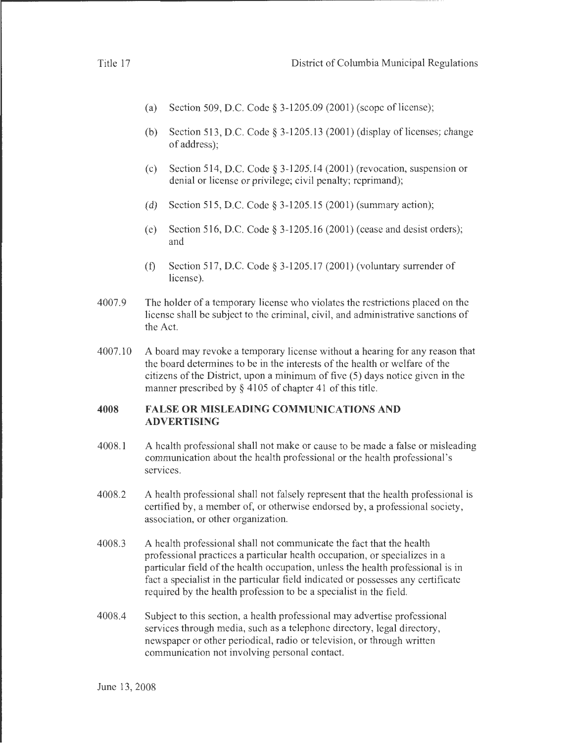(a) Section 509, D.C. Code § 3-1205.09 (2001) (scope of license);

(b) Section 513, D.C. Code § 3-1205.13 (2001) (display of licenses; change of address);

(c) Section 514, D.C. Code § 3-1205.14 (2001) (revocation, suspension or denial or license or privilege; civil penalty; reprimand);

(d) Section 515, D.C. Code § 3-1205.15 (2001) (summary action);

(e) Section 516, D.C. Code § 3-1205.16 (2001) (cease and desist orders); and

(f) Section 517, D.C. Code § 3-1205.17 (2001) (voluntary surrender of license).

4007.9 The holder of a temporary license who violates the restrictions placed on the license shall be subject to the criminal, civil, and administrative sanctions of the Act.

4007.10 A board may revoke a temporary license without a hearing for any reason that the board determines to be in the interests of the health or welfare of the citizens of the District, upon a minimum of five (5) days notice given in the manner prescribed by § 4105 of chapter 41 of this title.

## 4008 FALSE OR MISLEADING COMMUNICATIONS AND ADVERTISING

4008.1 A health professional shall not make or cause to be made a false or misleading communication about the health professional or the health professional's services.

4008.2 A health professional shall not falsely represent that the health professional is certified by, a member of, or otherwise endorsed by, a professional society, association, or other organization.

4008.3 A health professional shall not communicate the fact that the health professional practices a particular health occupation, or specializes in a particular field of the health occupation, unless the health professional is in fact a specialist in the particular field indicated or possesses any certificate required by the health profession to be a specialist in the field.

4008.4 Subject to this section, a health professional may advertise professional services through media, such as a telephone directory, legal directory, newspaper or other periodical, radio or television, or through written communication not involving personal contact.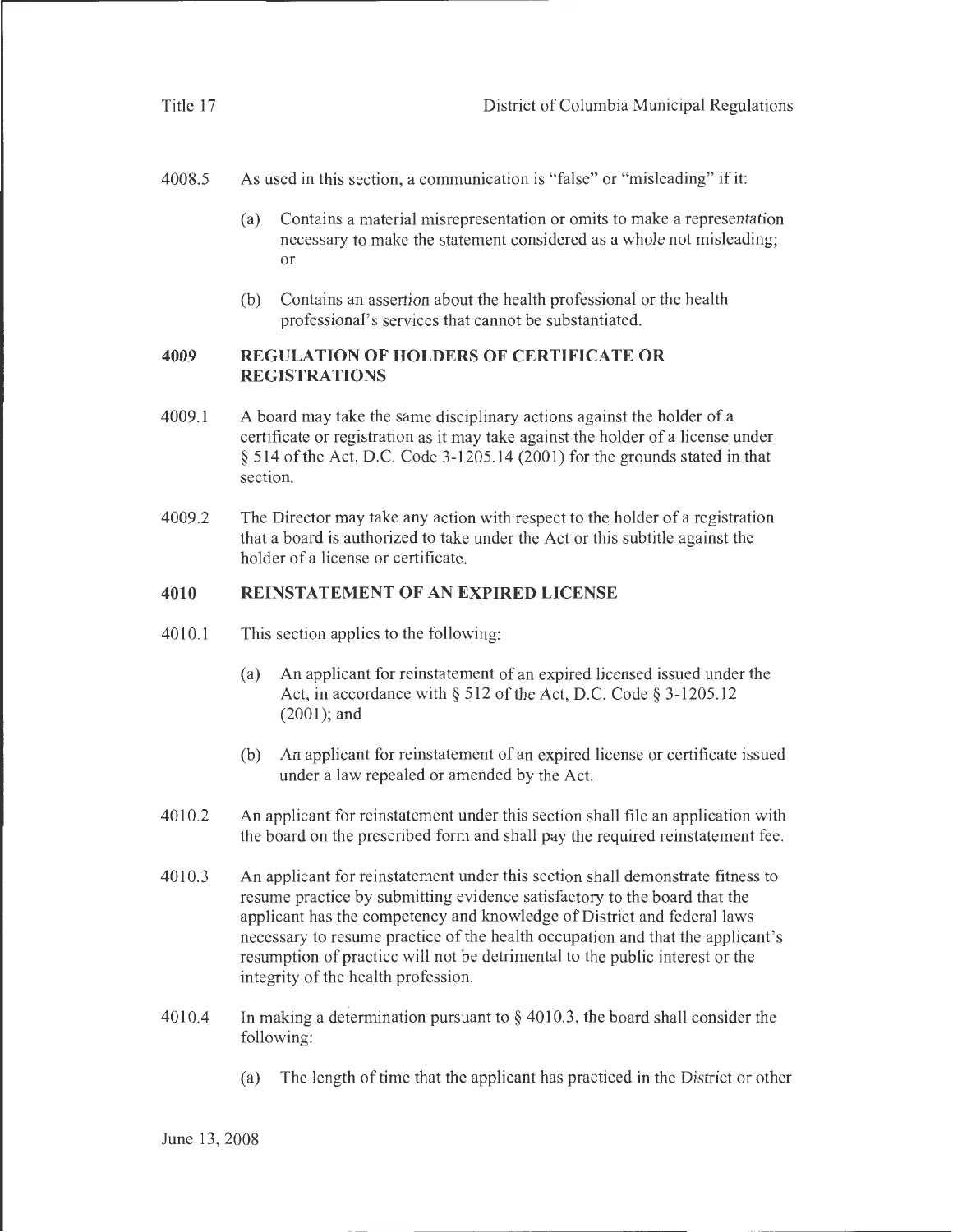4008.5 As used in this section, a communication is "false" or "misleading" if it:

(a) Contains a material misrepresentation or omits to make a representation necessary to make the statement considered as a whole not misleading; or

(b) Contains an assertion about the health professional or the health professional's services that cannot be substantiated.

## 4009 REGULATION OF HOLDERS OF CERTIFICATE OR REGISTRATIONS

4009.1 A board may take the same disciplinary actions against the holder of a certificate or registration as it may take against the holder of a license under § 514 of the Act, D.C. Code 3-1205.14 (2001) for the grounds stated in that section.

4009.2 The Director may take any action with respect to the holder of a registration that a board is authorized to take under the Act or this subtitle against the holder of a license or certificate.

## 4010 REINSTATEMENT OF AN EXPIRED LICENSE

4010.1 This section applies to the following:

(a) An applicant for reinstatement of an expired licensed issued under the Act, in accordance with § 512 of the Act, D.C. Code § 3-1205.12 (2001); and

(b) An applicant for reinstatement of an expired license or certificate issued under a law repealed or amended by the Act.

4010.2 An applicant for reinstatement under this section shall file an application with the board on the prescribed form and shall pay the required reinstatement fee.

4010.3 An applicant for reinstatement under this section shall demonstrate fitness to resume practice by submitting evidence satisfactory to the board that the applicant has the competency and knowledge of District and federal laws necessary to resume practice of the health occupation and that the applicant's resumption of practice will not be detrimental to the public interest or the integrity of the health profession.

4010.4 In making a determination pursuant to § 4010.3, the board shall consider the following:

(a) The length of time that the applicant has practiced in the District or other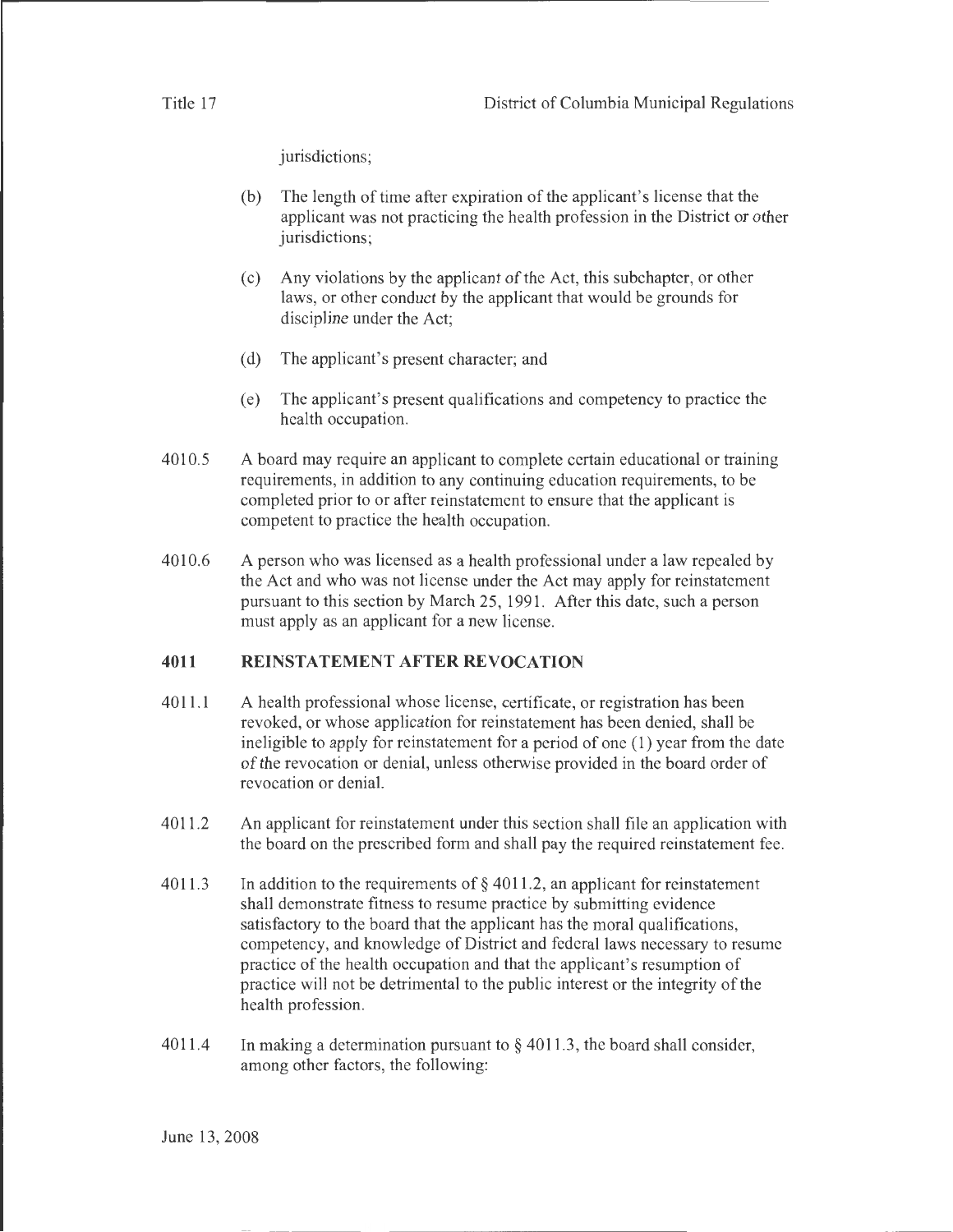jurisdictions;

(b) The length of time after expiration of the applicant's license that the applicant was not practicing the health profession in the District or other jurisdictions;

(c) Any violations by the applicant of the Act, this subchapter, or other laws, or other conduct by the applicant that would be grounds for discipline under the Act;

(d) The applicant's present character; and

(e) The applicant's present qualifications and competency to practice the health occupation.

4010.5 A board may require an applicant to complete certain educational or training requirements, in addition to any continuing education requirements, to be completed prior to or after reinstatement to ensure that the applicant is competent to practice the health occupation.

4010.6 A person who was licensed as a health professional under a law repealed by the Act and who was not license under the Act may apply for reinstatement pursuant to this section by March 25, 1991. After this date, such a person must apply as an applicant for a new license.

## 4011 REINSTATEMENT AFTER REVOCATION

4011.1 A health professional whose license, certificate, or registration has been revoked, or whose application for reinstatement has been denied, shall be ineligible to apply for reinstatement for a period of one (1) year from the date of the revocation or denial, unless otherwise provided in the board order of revocation or denial.

4011.2 An applicant for reinstatement under this section shall file an application with the board on the prescribed form and shall pay the required reinstatement fee.

4011.3 In addition to the requirements of § 4011.2, an applicant for reinstatement shall demonstrate fitness to resume practice by submitting evidence satisfactory to the board that the applicant has the moral qualifications, competency, and knowledge of District and federal laws necessary to resume practice of the health occupation and that the applicant's resumption of practice will not be detrimental to the public interest or the integrity of the health profession.

4011.4 In making a determination pursuant to § 4011.3, the board shall consider, among other factors, the following: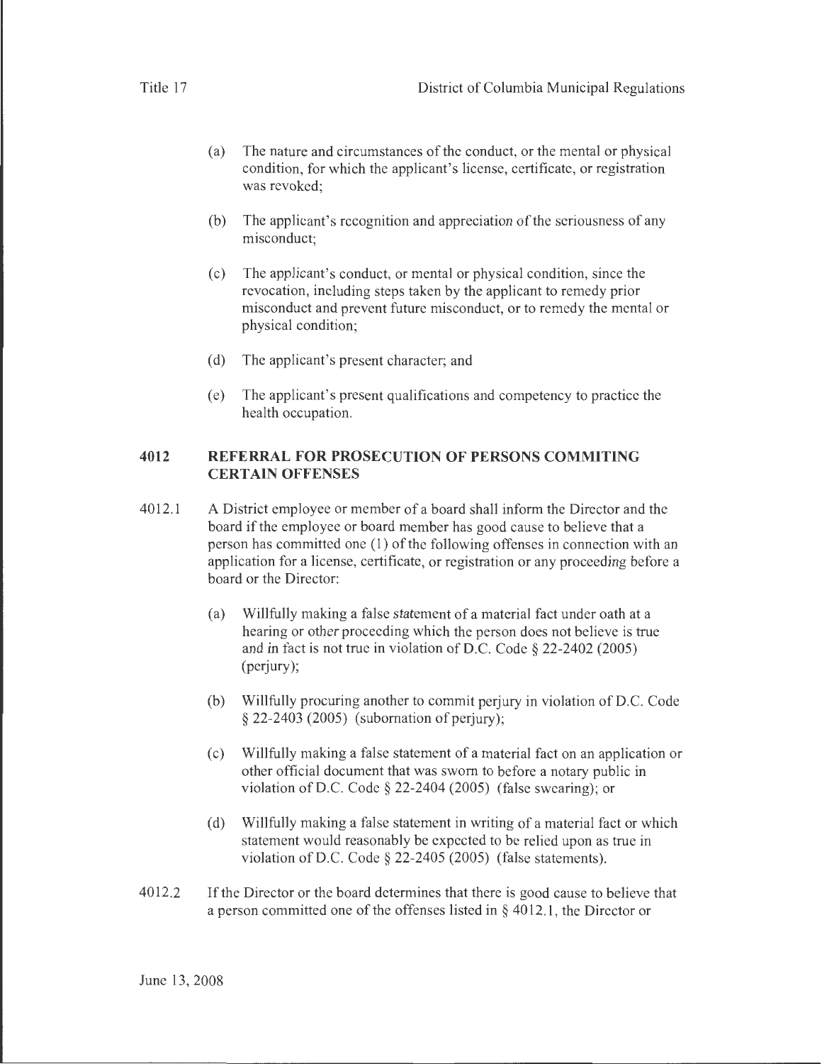(a) The nature and circumstances of the conduct, or the mental or physical condition, for which the applicant's license, certificate, or registration was revoked;

(b) The applicant's recognition and appreciation of the seriousness of any misconduct;

(c) The applicant's conduct, or mental or physical condition, since the revocation, including steps taken by the applicant to remedy prior misconduct and prevent future misconduct, or to remedy the mental or physical condition;

(d) The applicant's present character; and

(e) The applicant's present qualifications and competency to practice the health occupation.

## 4012 REFERRAL FOR PROSECUTION OF PERSONS COMMITING CERTAIN OFFENSES

4012.1 A District employee or member of a board shall inform the Director and the board if the employee or board member has good cause to believe that a person has committed one (1) of the following offenses in connection with an application for a license, certificate, or registration or any proceeding before a board or the Director:

(a) Willfully making a false statement of a material fact under oath at a hearing or other proceeding which the person does not believe is true and in fact is not true in violation of D.C. Code § 22-2402 (2005) (perjury);

(b) Willfully procuring another to commit perjury in violation of D.C. Code § 22-2403 (2005) (subornation of perjury);

(c) Willfully making a false statement of a material fact on an application or other official document that was sworn to before a notary public in violation of D.C. Code § 22-2404 (2005) (false swearing); or

(d) Willfully making a false statement in writing of a material fact or which statement would reasonably be expected to be relied upon as true in violation of D.C. Code § 22-2405 (2005) (false statements).

4012.2 If the Director or the board determines that there is good cause to believe that a person committed one of the offenses listed in § 4012.1, the Director or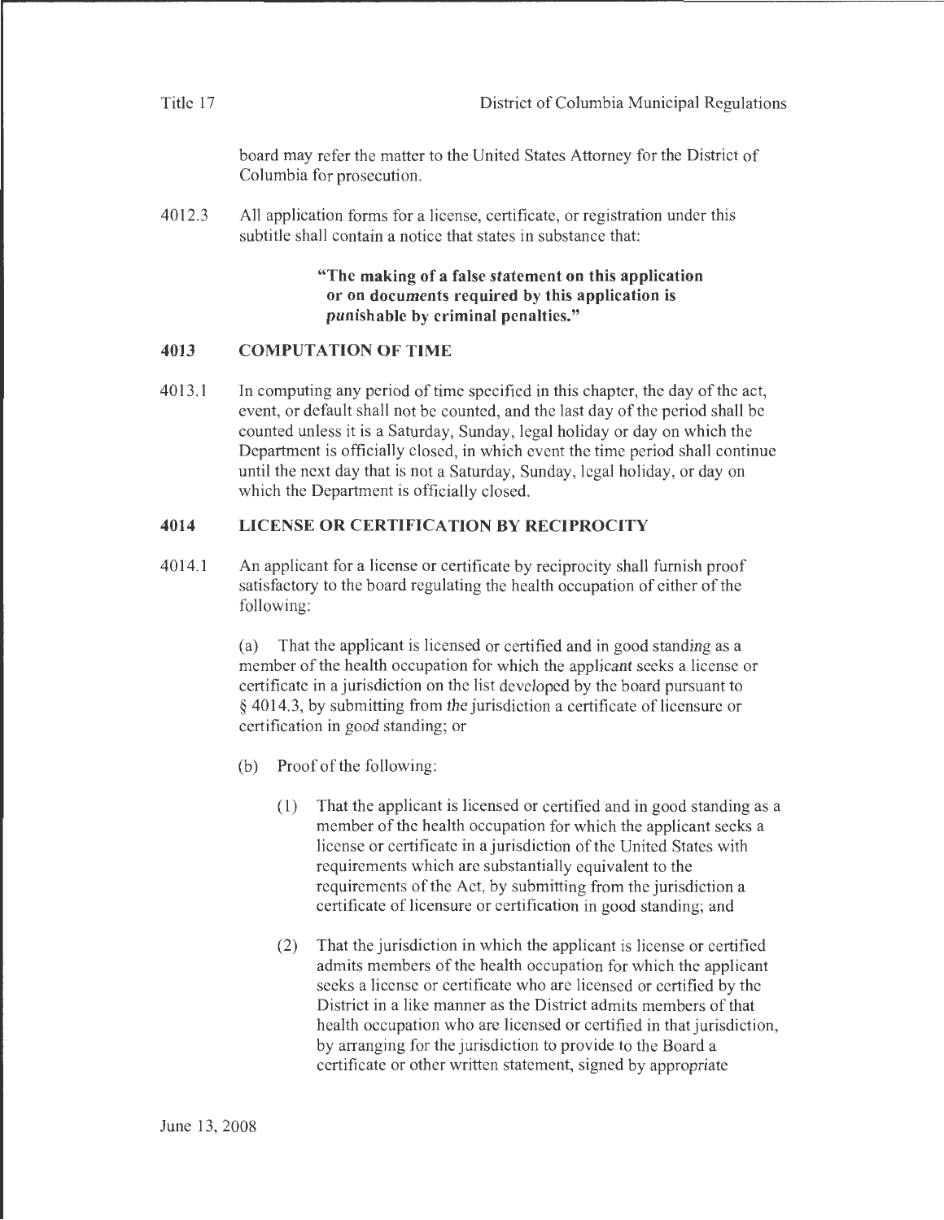board may refer the matter to the United States Attorney for the District of Columbia for prosecution.

4012.3 All application forms for a license, certificate, or registration under this subtitle shall contain a notice that states in substance that:

> **"The making of a false statement on this application or on documents required by this application is punishable by criminal penalties."**

## 4013 COMPUTATION OF TIME

4013.1 In computing any period of time specified in this chapter, the day of the act, event, or default shall not be counted, and the last day of the period shall be counted unless it is a Saturday, Sunday, legal holiday or day on which the Department is officially closed, in which event the time period shall continue until the next day that is not a Saturday, Sunday, legal holiday, or day on which the Department is officially closed.

## 4014 LICENSE OR CERTIFICATION BY RECIPROCITY

4014.1 An applicant for a license or certificate by reciprocity shall furnish proof satisfactory to the board regulating the health occupation of either of the following:

(a) That the applicant is licensed or certified and in good standing as a member of the health occupation for which the applicant seeks a license or certificate in a jurisdiction on the list developed by the board pursuant to § 4014.3, by submitting from the jurisdiction a certificate of licensure or certification in good standing; or

(b) Proof of the following:

(1) That the applicant is licensed or certified and in good standing as a member of the health occupation for which the applicant seeks a license or certificate in a jurisdiction of the United States with requirements which are substantially equivalent to the requirements of the Act, by submitting from the jurisdiction a certificate of licensure or certification in good standing; and

(2) That the jurisdiction in which the applicant is license or certified admits members of the health occupation for which the applicant seeks a license or certificate who are licensed or certified by the District in a like manner as the District admits members of that health occupation who are licensed or certified in that jurisdiction, by arranging for the jurisdiction to provide to the Board a certificate or other written statement, signed by appropriate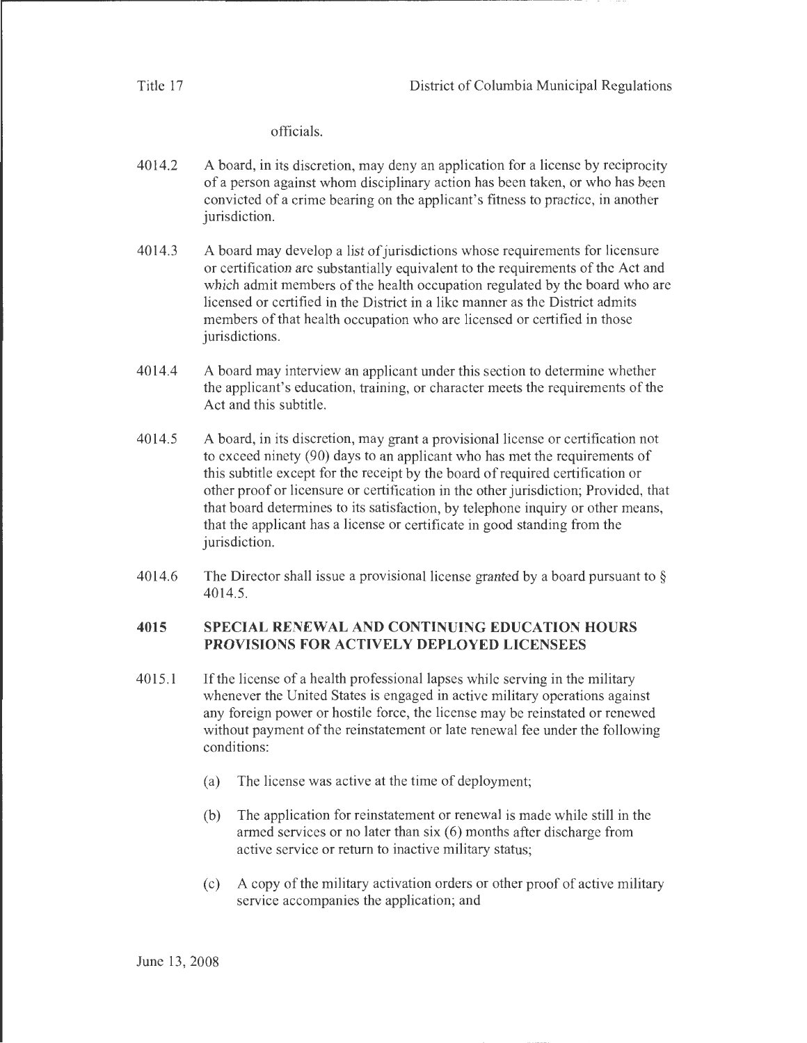officials.

4014.2 A board, in its discretion, may deny an application for a license by reciprocity of a person against whom disciplinary action has been taken, or who has been convicted of a crime bearing on the applicant's fitness to practice, in another jurisdiction.

4014.3 A board may develop a list of jurisdictions whose requirements for licensure or certification are substantially equivalent to the requirements of the Act and which admit members of the health occupation regulated by the board who are licensed or certified in the District in a like manner as the District admits members of that health occupation who are licensed or certified in those jurisdictions.

4014.4 A board may interview an applicant under this section to determine whether the applicant's education, training, or character meets the requirements of the Act and this subtitle.

4014.5 A board, in its discretion, may grant a provisional license or certification not to exceed ninety (90) days to an applicant who has met the requirements of this subtitle except for the receipt by the board of required certification or other proof of licensure or certification in the other jurisdiction; Provided, that that board determines to its satisfaction, by telephone inquiry or other means, that the applicant has a license or certificate in good standing from the jurisdiction.

4014.6 The Director shall issue a provisional license granted by a board pursuant to § 4014.5.

## 4015 SPECIAL RENEWAL AND CONTINUING EDUCATION HOURS PROVISIONS FOR ACTIVELY DEPLOYED LICENSEES

4015.1 If the license of a health professional lapses while serving in the military whenever the United States is engaged in active military operations against any foreign power or hostile force, the license may be reinstated or renewed without payment of the reinstatement or late renewal fee under the following conditions:

(a) The license was active at the time of deployment;

(b) The application for reinstatement or renewal is made while still in the armed services or no later than six (6) months after discharge from active service or return to inactive military status;

(c) A copy of the military activation orders or other proof of active military service accompanies the application; and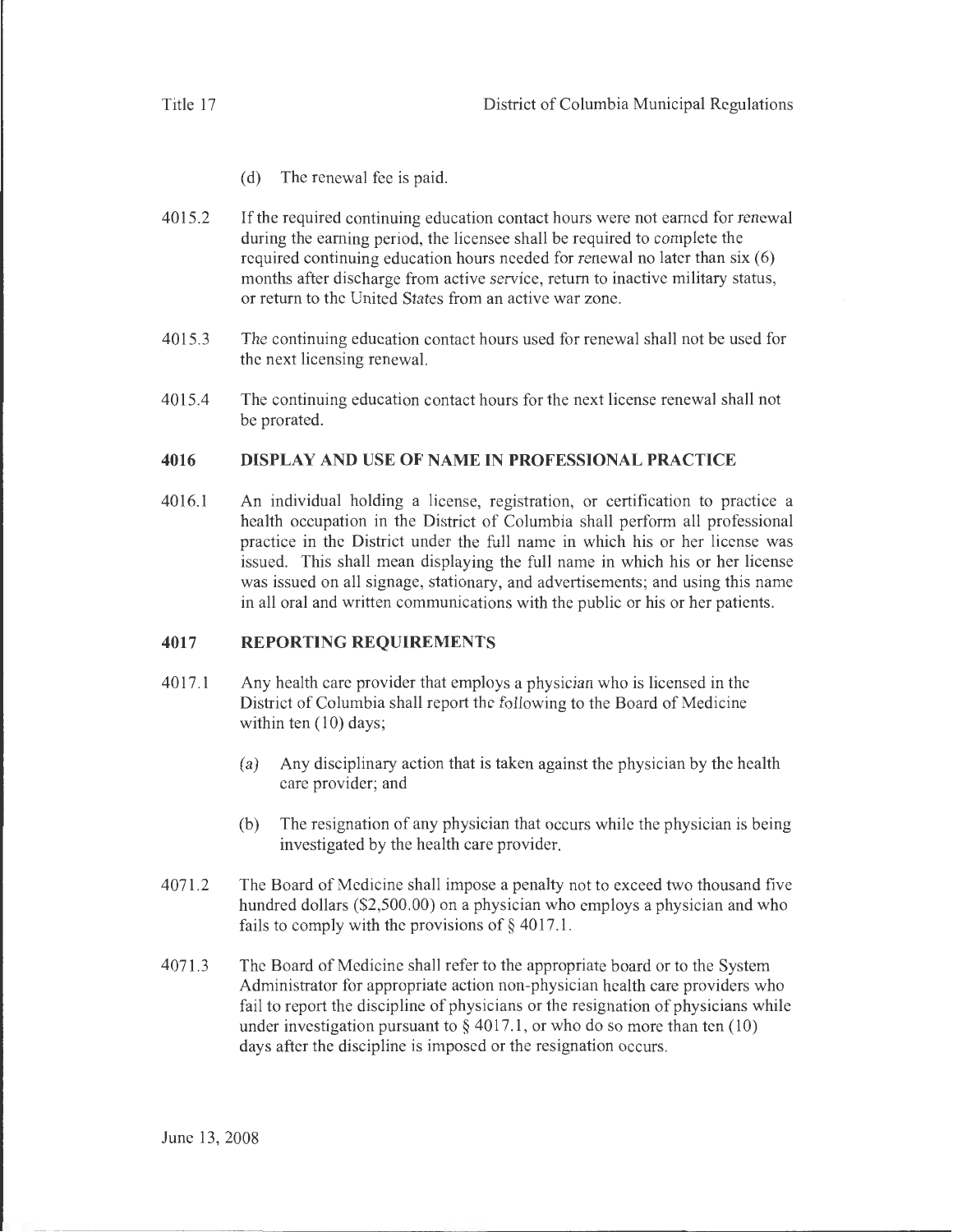(d) The renewal fee is paid.

4015.2 If the required continuing education contact hours were not earned for renewal during the earning period, the licensee shall be required to complete the required continuing education hours needed for renewal no later than six (6) months after discharge from active service, return to inactive military status, or return to the United States from an active war zone.

4015.3 The continuing education contact hours used for renewal shall not be used for the next licensing renewal.

4015.4 The continuing education contact hours for the next license renewal shall not be prorated.

## 4016 DISPLAY AND USE OF NAME IN PROFESSIONAL PRACTICE

4016.1 An individual holding a license, registration, or certification to practice a health occupation in the District of Columbia shall perform all professional practice in the District under the full name in which his or her license was issued. This shall mean displaying the full name in which his or her license was issued on all signage, stationary, and advertisements; and using this name in all oral and written communications with the public or his or her patients.

## 4017 REPORTING REQUIREMENTS

4017.1 Any health care provider that employs a physician who is licensed in the District of Columbia shall report the following to the Board of Medicine within ten (10) days;

(a) Any disciplinary action that is taken against the physician by the health care provider; and

(b) The resignation of any physician that occurs while the physician is being investigated by the health care provider.

4071.2 The Board of Medicine shall impose a penalty not to exceed two thousand five hundred dollars ($2,500.00) on a physician who employs a physician and who fails to comply with the provisions of § 4017.1.

4071.3 The Board of Medicine shall refer to the appropriate board or to the System Administrator for appropriate action non-physician health care providers who fail to report the discipline of physicians or the resignation of physicians while under investigation pursuant to § 4017.1, or who do so more than ten (10) days after the discipline is imposed or the resignation occurs.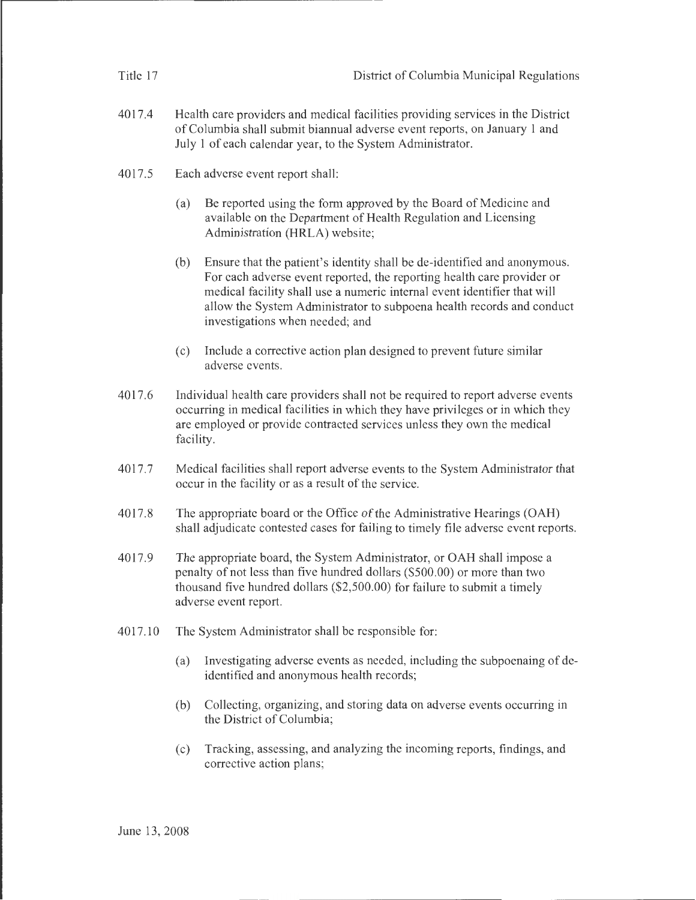4017.4 Health care providers and medical facilities providing services in the District of Columbia shall submit biannual adverse event reports, on January 1 and July 1 of each calendar year, to the System Administrator.

4017.5 Each adverse event report shall:

(a) Be reported using the form approved by the Board of Medicine and available on the Department of Health Regulation and Licensing Administration (HRLA) website;

(b) Ensure that the patient's identity shall be de-identified and anonymous. For each adverse event reported, the reporting health care provider or medical facility shall use a numeric internal event identifier that will allow the System Administrator to subpoena health records and conduct investigations when needed; and

(c) Include a corrective action plan designed to prevent future similar adverse events.

4017.6 Individual health care providers shall not be required to report adverse events occurring in medical facilities in which they have privileges or in which they are employed or provide contracted services unless they own the medical facility.

4017.7 Medical facilities shall report adverse events to the System Administrator that occur in the facility or as a result of the service.

4017.8 The appropriate board or the Office of the Administrative Hearings (OAH) shall adjudicate contested cases for failing to timely file adverse event reports.

4017.9 The appropriate board, the System Administrator, or OAH shall impose a penalty of not less than five hundred dollars ($500.00) or more than two thousand five hundred dollars ($2,500.00) for failure to submit a timely adverse event report.

4017.10 The System Administrator shall be responsible for:

(a) Investigating adverse events as needed, including the subpoenaing of de-identified and anonymous health records;

(b) Collecting, organizing, and storing data on adverse events occurring in the District of Columbia;

(c) Tracking, assessing, and analyzing the incoming reports, findings, and corrective action plans;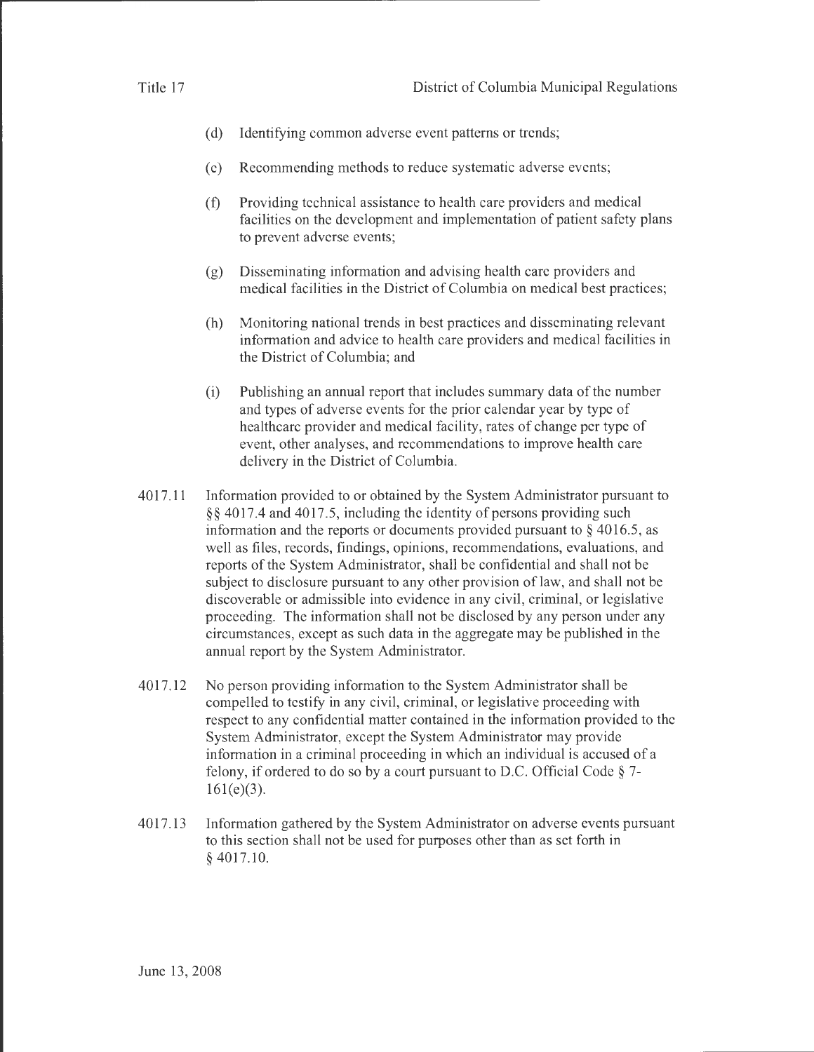(d) Identifying common adverse event patterns or trends;

(e) Recommending methods to reduce systematic adverse events;

(f) Providing technical assistance to health care providers and medical facilities on the development and implementation of patient safety plans to prevent adverse events;

(g) Disseminating information and advising health care providers and medical facilities in the District of Columbia on medical best practices;

(h) Monitoring national trends in best practices and disseminating relevant information and advice to health care providers and medical facilities in the District of Columbia; and

(i) Publishing an annual report that includes summary data of the number and types of adverse events for the prior calendar year by type of healthcare provider and medical facility, rates of change per type of event, other analyses, and recommendations to improve health care delivery in the District of Columbia.

4017.11 Information provided to or obtained by the System Administrator pursuant to §§ 4017.4 and 4017.5, including the identity of persons providing such information and the reports or documents provided pursuant to § 4016.5, as well as files, records, findings, opinions, recommendations, evaluations, and reports of the System Administrator, shall be confidential and shall not be subject to disclosure pursuant to any other provision of law, and shall not be discoverable or admissible into evidence in any civil, criminal, or legislative proceeding. The information shall not be disclosed by any person under any circumstances, except as such data in the aggregate may be published in the annual report by the System Administrator.

4017.12 No person providing information to the System Administrator shall be compelled to testify in any civil, criminal, or legislative proceeding with respect to any confidential matter contained in the information provided to the System Administrator, except the System Administrator may provide information in a criminal proceeding in which an individual is accused of a felony, if ordered to do so by a court pursuant to D.C. Official Code § 7-161(e)(3).

4017.13 Information gathered by the System Administrator on adverse events pursuant to this section shall not be used for purposes other than as set forth in § 4017.10.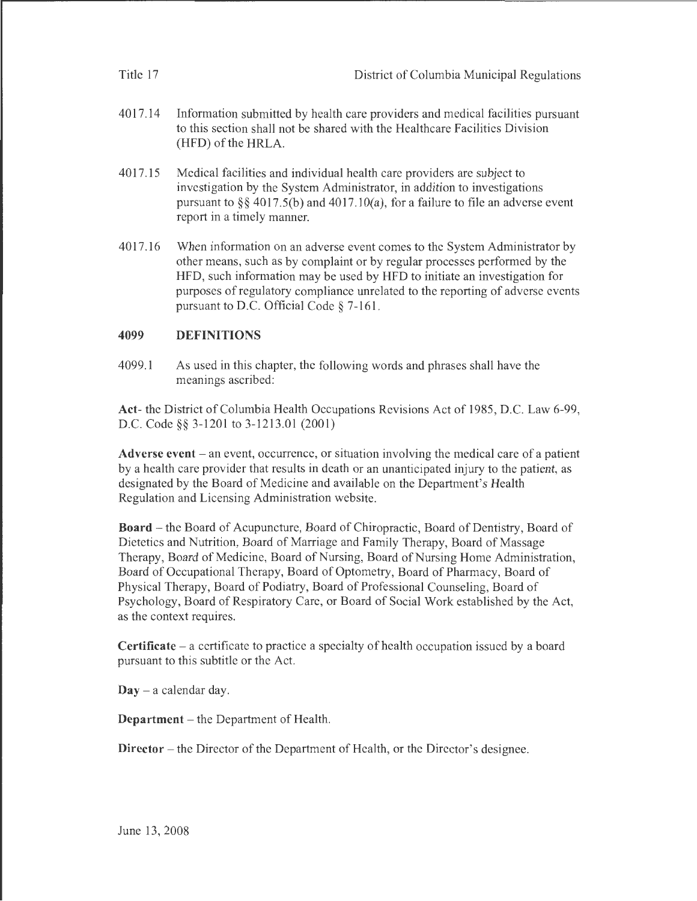4017.14 Information submitted by health care providers and medical facilities pursuant to this section shall not be shared with the Healthcare Facilities Division (HFD) of the HRLA.

4017.15 Medical facilities and individual health care providers are subject to investigation by the System Administrator, in addition to investigations pursuant to §§ 4017.5(b) and 4017.10(a), for a failure to file an adverse event report in a timely manner.

4017.16 When information on an adverse event comes to the System Administrator by other means, such as by complaint or by regular processes performed by the HFD, such information may be used by HFD to initiate an investigation for purposes of regulatory compliance unrelated to the reporting of adverse events pursuant to D.C. Official Code § 7-161.

## 4099 DEFINITIONS

4099.1 As used in this chapter, the following words and phrases shall have the meanings ascribed:

**Act**- the District of Columbia Health Occupations Revisions Act of 1985, D.C. Law 6-99, D.C. Code §§ 3-1201 to 3-1213.01 (2001)

**Adverse event** – an event, occurrence, or situation involving the medical care of a patient by a health care provider that results in death or an unanticipated injury to the patient, as designated by the Board of Medicine and available on the Department's Health Regulation and Licensing Administration website.

**Board** – the Board of Acupuncture, Board of Chiropractic, Board of Dentistry, Board of Dietetics and Nutrition, Board of Marriage and Family Therapy, Board of Massage Therapy, Board of Medicine, Board of Nursing, Board of Nursing Home Administration, Board of Occupational Therapy, Board of Optometry, Board of Pharmacy, Board of Physical Therapy, Board of Podiatry, Board of Professional Counseling, Board of Psychology, Board of Respiratory Care, or Board of Social Work established by the Act, as the context requires.

**Certificate** – a certificate to practice a specialty of health occupation issued by a board pursuant to this subtitle or the Act.

**Day** – a calendar day.

**Department** – the Department of Health.

**Director** – the Director of the Department of Health, or the Director's designee.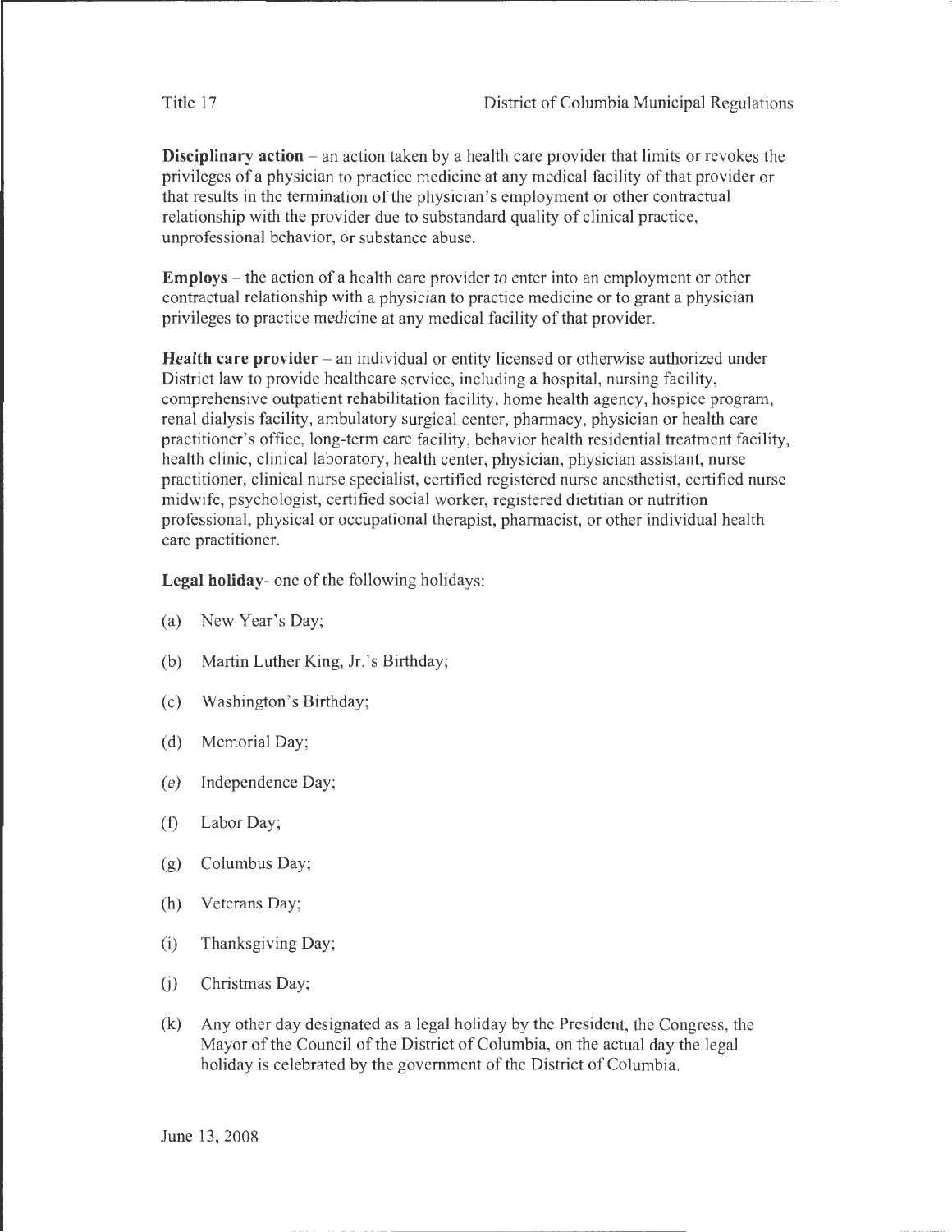**Disciplinary action** – an action taken by a health care provider that limits or revokes the privileges of a physician to practice medicine at any medical facility of that provider or that results in the termination of the physician's employment or other contractual relationship with the provider due to substandard quality of clinical practice, unprofessional behavior, or substance abuse.

**Employs** – the action of a health care provider to enter into an employment or other contractual relationship with a physician to practice medicine or to grant a physician privileges to practice medicine at any medical facility of that provider.

**Health care provider** – an individual or entity licensed or otherwise authorized under District law to provide healthcare service, including a hospital, nursing facility, comprehensive outpatient rehabilitation facility, home health agency, hospice program, renal dialysis facility, ambulatory surgical center, pharmacy, physician or health care practitioner's office, long-term care facility, behavior health residential treatment facility, health clinic, clinical laboratory, health center, physician, physician assistant, nurse practitioner, clinical nurse specialist, certified registered nurse anesthetist, certified nurse midwife, psychologist, certified social worker, registered dietitian or nutrition professional, physical or occupational therapist, pharmacist, or other individual health care practitioner.

**Legal holiday**- one of the following holidays:

(a) New Year's Day;

(b) Martin Luther King, Jr.'s Birthday;

(c) Washington's Birthday;

(d) Memorial Day;

(e) Independence Day;

(f) Labor Day;

(g) Columbus Day;

(h) Veterans Day;

(i) Thanksgiving Day;

(j) Christmas Day;

(k) Any other day designated as a legal holiday by the President, the Congress, the Mayor of the Council of the District of Columbia, on the actual day the legal holiday is celebrated by the government of the District of Columbia.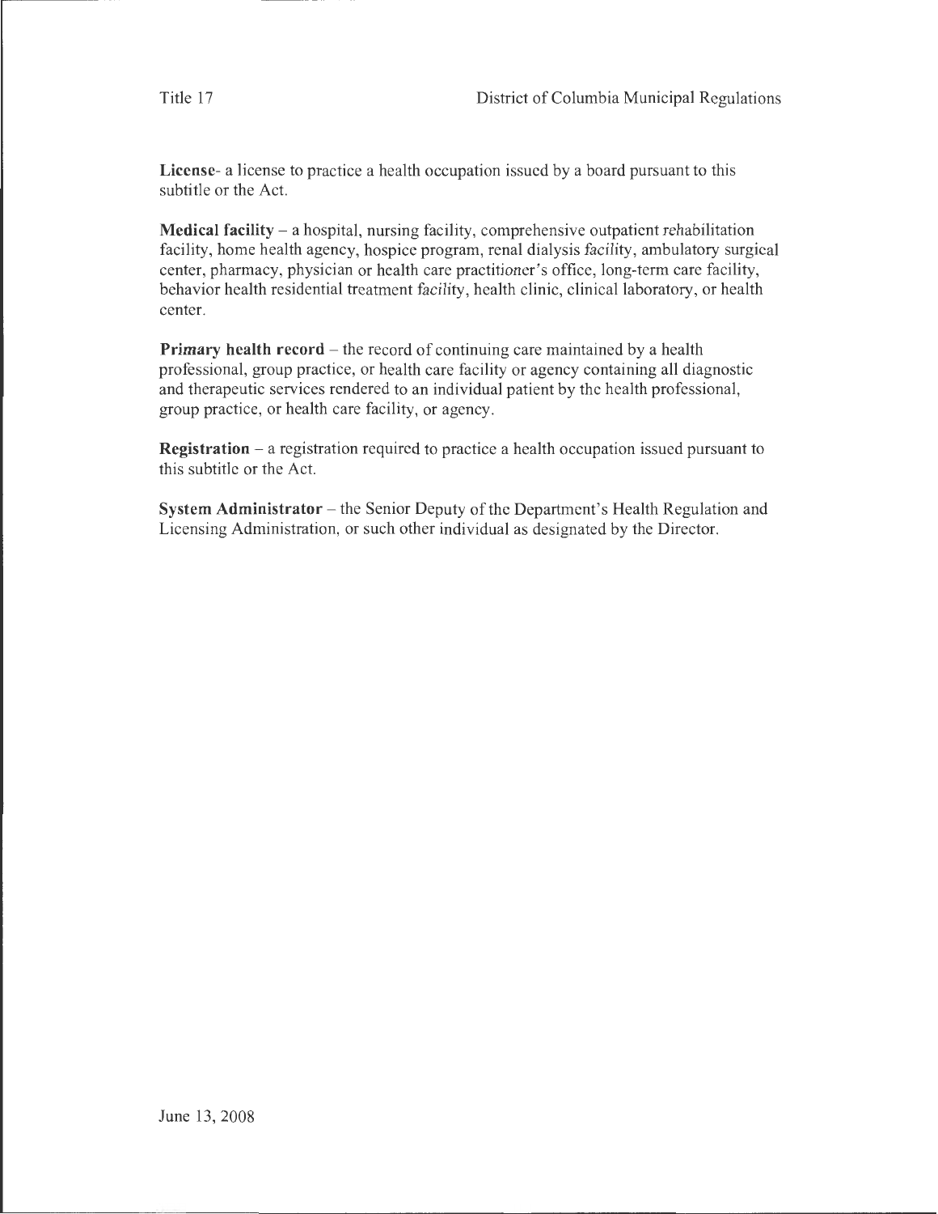**License**- a license to practice a health occupation issued by a board pursuant to this subtitle or the Act.

**Medical facility** – a hospital, nursing facility, comprehensive outpatient rehabilitation facility, home health agency, hospice program, renal dialysis facility, ambulatory surgical center, pharmacy, physician or health care practitioner's office, long-term care facility, behavior health residential treatment facility, health clinic, clinical laboratory, or health center.

**Primary health record** – the record of continuing care maintained by a health professional, group practice, or health care facility or agency containing all diagnostic and therapeutic services rendered to an individual patient by the health professional, group practice, or health care facility, or agency.

**Registration** – a registration required to practice a health occupation issued pursuant to this subtitle or the Act.

**System Administrator** – the Senior Deputy of the Department's Health Regulation and Licensing Administration, or such other individual as designated by the Director.